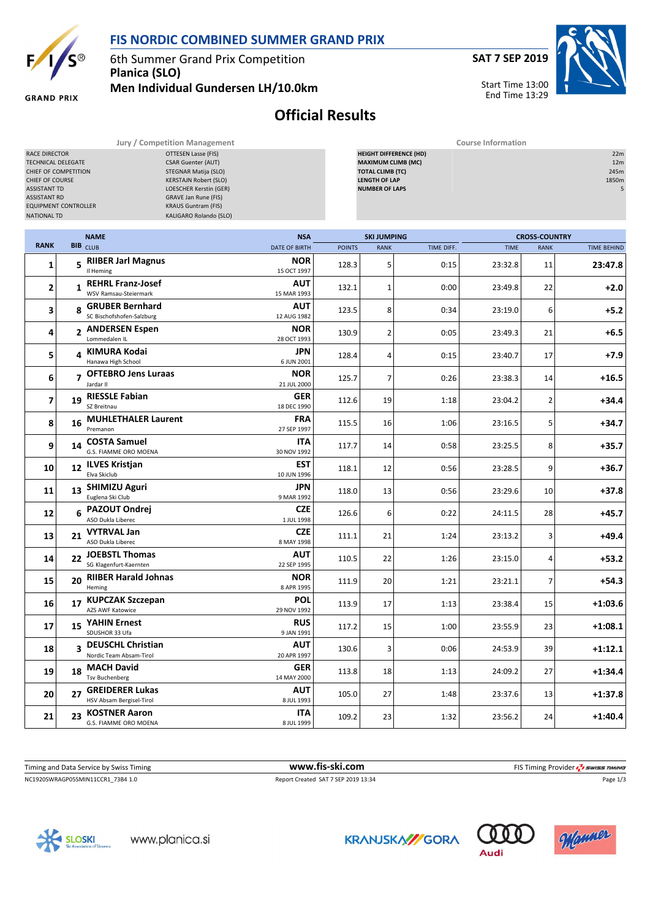# FIS NORDIC COMBINED SUMMER GRAND PRIX

6th Summer Grand Prix Competition
**Planica (SLO)**
**Men Individual Gundersen LH/10.0km**

**SAT 7 SEP 2019**

Start Time 13:00
End Time 13:29

## Official Results

| Jury / Competition Management | |
|---|---|
| RACE DIRECTOR | OTTESEN Lasse (FIS) |
| TECHNICAL DELEGATE | CSAR Guenter (AUT) |
| CHIEF OF COMPETITION | STEGNAR Matija (SLO) |
| CHIEF OF COURSE | KERSTAJN Robert (SLO) |
| ASSISTANT TD | LOESCHER Kerstin (GER) |
| ASSISTANT RD | GRAVE Jan Rune (FIS) |
| EQUIPMENT CONTROLLER | KRAUS Guntram (FIS) |
| NATIONAL TD | KALIGARO Rolando (SLO) |

| Course Information | |
|---|---|
| HEIGHT DIFFERENCE (HD) | 22m |
| MAXIMUM CLIMB (MC) | 12m |
| TOTAL CLIMB (TC) | 245m |
| LENGTH OF LAP | 1850m |
| NUMBER OF LAPS | 5 |

| RANK | BIB | NAME / CLUB | NSA / DATE OF BIRTH | SKI JUMPING POINTS | SKI JUMPING RANK | SKI JUMPING TIME DIFF. | CROSS-COUNTRY TIME | CROSS-COUNTRY RANK | TIME BEHIND |
|---|---|---|---|---|---|---|---|---|---|
| 1 | 5 | **RIIBER Jarl Magnus** Il Heming | **NOR** 15 OCT 1997 | 128.3 | 5 | 0:15 | 23:32.8 | 11 | **23:47.8** |
| 2 | 1 | **REHRL Franz-Josef** WSV Ramsau-Steiermark | **AUT** 15 MAR 1993 | 132.1 | 1 | 0:00 | 23:49.8 | 22 | **+2.0** |
| 3 | 8 | **GRUBER Bernhard** SC Bischofshofen-Salzburg | **AUT** 12 AUG 1982 | 123.5 | 8 | 0:34 | 23:19.0 | 6 | **+5.2** |
| 4 | 2 | **ANDERSEN Espen** Lommedalen IL | **NOR** 28 OCT 1993 | 130.9 | 2 | 0:05 | 23:49.3 | 21 | **+6.5** |
| 5 | 4 | **KIMURA Kodai** Hanawa High School | **JPN** 6 JUN 2001 | 128.4 | 4 | 0:15 | 23:40.7 | 17 | **+7.9** |
| 6 | 7 | **OFTEBRO Jens Luraas** Jardar Il | **NOR** 21 JUL 2000 | 125.7 | 7 | 0:26 | 23:38.3 | 14 | **+16.5** |
| 7 | 19 | **RIESSLE Fabian** SZ Breitnau | **GER** 18 DEC 1990 | 112.6 | 19 | 1:18 | 23:04.2 | 2 | **+34.4** |
| 8 | 16 | **MUHLETHALER Laurent** Premanon | **FRA** 27 SEP 1997 | 115.5 | 16 | 1:06 | 23:16.5 | 5 | **+34.7** |
| 9 | 14 | **COSTA Samuel** G.S. FIAMME ORO MOENA | **ITA** 30 NOV 1992 | 117.7 | 14 | 0:58 | 23:25.5 | 8 | **+35.7** |
| 10 | 12 | **ILVES Kristjan** Elva Skiclub | **EST** 10 JUN 1996 | 118.1 | 12 | 0:56 | 23:28.5 | 9 | **+36.7** |
| 11 | 13 | **SHIMIZU Aguri** Euglena Ski Club | **JPN** 9 MAR 1992 | 118.0 | 13 | 0:56 | 23:29.6 | 10 | **+37.8** |
| 12 | 6 | **PAZOUT Ondrej** ASO Dukla Liberec | **CZE** 1 JUL 1998 | 126.6 | 6 | 0:22 | 24:11.5 | 28 | **+45.7** |
| 13 | 21 | **VYTRVAL Jan** ASO Dukla Liberec | **CZE** 8 MAY 1998 | 111.1 | 21 | 1:24 | 23:13.2 | 3 | **+49.4** |
| 14 | 22 | **JOEBSTL Thomas** SG Klagenfurt-Kaernten | **AUT** 22 SEP 1995 | 110.5 | 22 | 1:26 | 23:15.0 | 4 | **+53.2** |
| 15 | 20 | **RIIBER Harald Johnas** Heming | **NOR** 8 APR 1995 | 111.9 | 20 | 1:21 | 23:21.1 | 7 | **+54.3** |
| 16 | 17 | **KUPCZAK Szczepan** AZS AWF Katowice | **POL** 29 NOV 1992 | 113.9 | 17 | 1:13 | 23:38.4 | 15 | **+1:03.6** |
| 17 | 15 | **YAHIN Ernest** SDUSHOR 33 Ufa | **RUS** 9 JAN 1991 | 117.2 | 15 | 1:00 | 23:55.9 | 23 | **+1:08.1** |
| 18 | 3 | **DEUSCHL Christian** Nordic Team Absam-Tirol | **AUT** 20 APR 1997 | 130.6 | 3 | 0:06 | 24:53.9 | 39 | **+1:12.1** |
| 19 | 18 | **MACH David** Tsv Buchenberg | **GER** 14 MAY 2000 | 113.8 | 18 | 1:13 | 24:09.2 | 27 | **+1:34.4** |
| 20 | 27 | **GREIDERER Lukas** HSV Absam Bergisel-Tirol | **AUT** 8 JUL 1993 | 105.0 | 27 | 1:48 | 23:37.6 | 13 | **+1:37.8** |
| 21 | 23 | **KOSTNER Aaron** G.S. FIAMME ORO MOENA | **ITA** 8 JUL 1999 | 109.2 | 23 | 1:32 | 23:56.2 | 24 | **+1:40.4** |

Timing and Data Service by Swiss Timing — www.fis-ski.com — FIS Timing Provider SWISS TIMING

NC1920SWRAGP05SMIN11CCR1_73B4 1.0 — Report Created SAT 7 SEP 2019 13:34

www.planica.si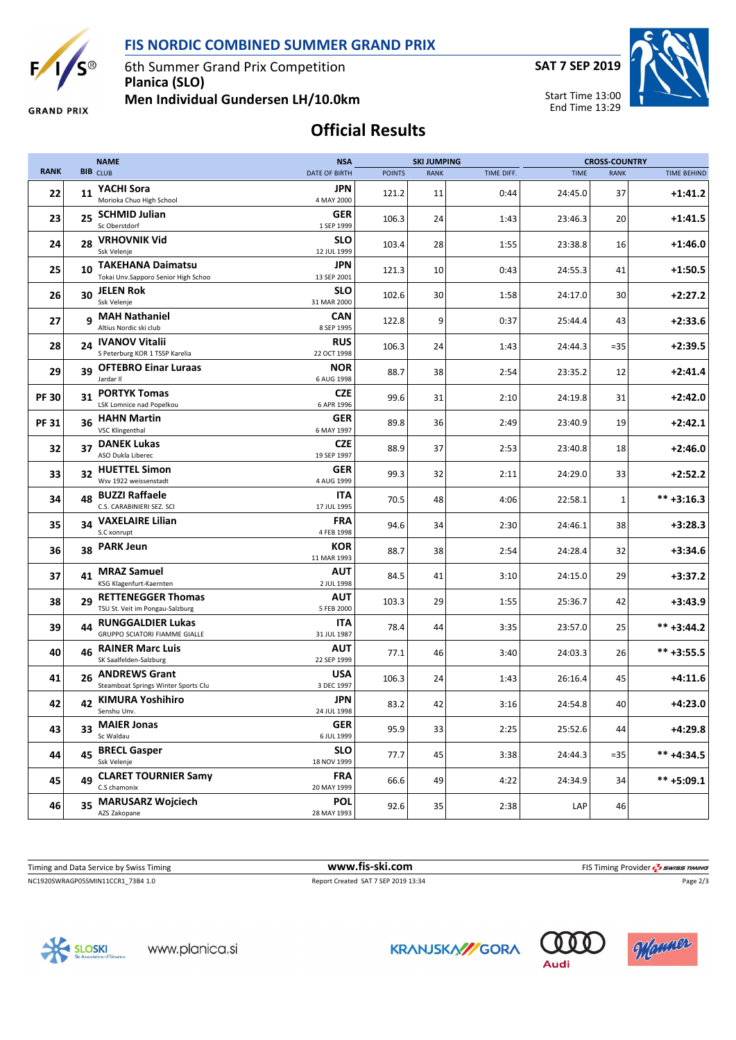## FIS NORDIC COMBINED SUMMER GRAND PRIX

6th Summer Grand Prix Competition
**Planica (SLO)**
**Men Individual Gundersen LH/10.0km**

**SAT 7 SEP 2019**

Start Time 13:00
End Time 13:29

# Official Results

| RANK | BIB | NAME / CLUB | NSA / DATE OF BIRTH | SKI JUMPING POINTS | SKI JUMPING RANK | SKI JUMPING TIME DIFF. | CROSS-COUNTRY TIME | CROSS-COUNTRY RANK | CROSS-COUNTRY TIME BEHIND |
|---|---|---|---|---|---|---|---|---|---|
| 22 | 11 | **YACHI Sora** Morioka Chuo High School | **JPN** 4 MAY 2000 | 121.2 | 11 | 0:44 | 24:45.0 | 37 | **+1:41.2** |
| 23 | 25 | **SCHMID Julian** Sc Oberstdorf | **GER** 1 SEP 1999 | 106.3 | 24 | 1:43 | 23:46.3 | 20 | **+1:41.5** |
| 24 | 28 | **VRHOVNIK Vid** Ssk Velenje | **SLO** 12 JUL 1999 | 103.4 | 28 | 1:55 | 23:38.8 | 16 | **+1:46.0** |
| 25 | 10 | **TAKEHANA Daimatsu** Tokai Unv.Sapporo Senior High Schoo | **JPN** 13 SEP 2001 | 121.3 | 10 | 0:43 | 24:55.3 | 41 | **+1:50.5** |
| 26 | 30 | **JELEN Rok** Ssk Velenje | **SLO** 31 MAR 2000 | 102.6 | 30 | 1:58 | 24:17.0 | 30 | **+2:27.2** |
| 27 | 9 | **MAH Nathaniel** Altius Nordic ski club | **CAN** 8 SEP 1995 | 122.8 | 9 | 0:37 | 25:44.4 | 43 | **+2:33.6** |
| 28 | 24 | **IVANOV Vitalii** S Peterburg KOR 1 TSSP Karelia | **RUS** 22 OCT 1998 | 106.3 | 24 | 1:43 | 24:44.3 | =35 | **+2:39.5** |
| 29 | 39 | **OFTEBRO Einar Luraas** Jardar Il | **NOR** 6 AUG 1998 | 88.7 | 38 | 2:54 | 23:35.2 | 12 | **+2:41.4** |
| PF 30 | 31 | **PORTYK Tomas** LSK Lomnice nad Popelkou | **CZE** 6 APR 1996 | 99.6 | 31 | 2:10 | 24:19.8 | 31 | **+2:42.0** |
| PF 31 | 36 | **HAHN Martin** VSC Klingenthal | **GER** 6 MAY 1997 | 89.8 | 36 | 2:49 | 23:40.9 | 19 | **+2:42.1** |
| 32 | 37 | **DANEK Lukas** ASO Dukla Liberec | **CZE** 19 SEP 1997 | 88.9 | 37 | 2:53 | 23:40.8 | 18 | **+2:46.0** |
| 33 | 32 | **HUETTEL Simon** Wsv 1922 weissenstadt | **GER** 4 AUG 1999 | 99.3 | 32 | 2:11 | 24:29.0 | 33 | **+2:52.2** |
| 34 | 48 | **BUZZI Raffaele** C.S. CARABINIERI SEZ. SCI | **ITA** 17 JUL 1995 | 70.5 | 48 | 4:06 | 22:58.1 | 1 | ** **+3:16.3** |
| 35 | 34 | **VAXELAIRE Lilian** S.C xonrupt | **FRA** 4 FEB 1998 | 94.6 | 34 | 2:30 | 24:46.1 | 38 | **+3:28.3** |
| 36 | 38 | **PARK Jeun** | **KOR** 11 MAR 1993 | 88.7 | 38 | 2:54 | 24:28.4 | 32 | **+3:34.6** |
| 37 | 41 | **MRAZ Samuel** KSG Klagenfurt-Kaernten | **AUT** 2 JUL 1998 | 84.5 | 41 | 3:10 | 24:15.0 | 29 | **+3:37.2** |
| 38 | 29 | **RETTENEGGER Thomas** TSU St. Veit im Pongau-Salzburg | **AUT** 5 FEB 2000 | 103.3 | 29 | 1:55 | 25:36.7 | 42 | **+3:43.9** |
| 39 | 44 | **RUNGGALDIER Lukas** GRUPPO SCIATORI FIAMME GIALLE | **ITA** 31 JUL 1987 | 78.4 | 44 | 3:35 | 23:57.0 | 25 | ** **+3:44.2** |
| 40 | 46 | **RAINER Marc Luis** SK Saalfelden-Salzburg | **AUT** 22 SEP 1999 | 77.1 | 46 | 3:40 | 24:03.3 | 26 | ** **+3:55.5** |
| 41 | 26 | **ANDREWS Grant** Steamboat Springs Winter Sports Clu | **USA** 3 DEC 1997 | 106.3 | 24 | 1:43 | 26:16.4 | 45 | **+4:11.6** |
| 42 | 42 | **KIMURA Yoshihiro** Senshu Unv. | **JPN** 24 JUL 1998 | 83.2 | 42 | 3:16 | 24:54.8 | 40 | **+4:23.0** |
| 43 | 33 | **MAIER Jonas** Sc Waldau | **GER** 6 JUL 1999 | 95.9 | 33 | 2:25 | 25:52.6 | 44 | **+4:29.8** |
| 44 | 45 | **BRECL Gasper** Ssk Velenje | **SLO** 18 NOV 1999 | 77.7 | 45 | 3:38 | 24:44.3 | =35 | ** **+4:34.5** |
| 45 | 49 | **CLARET TOURNIER Samy** C.S chamonix | **FRA** 20 MAY 1999 | 66.6 | 49 | 4:22 | 24:34.9 | 34 | ** **+5:09.1** |
| 46 | 35 | **MARUSARZ Wojciech** AZS Zakopane | **POL** 28 MAY 1993 | 92.6 | 35 | 2:38 | LAP | 46 | |

Timing and Data Service by Swiss Timing — **www.fis-ski.com** — FIS Timing Provider SWISS TIMING

NC1920SWRAGP05SMIN11CCR1_73B4 1.0 — Report Created SAT 7 SEP 2019 13:34

www.planica.si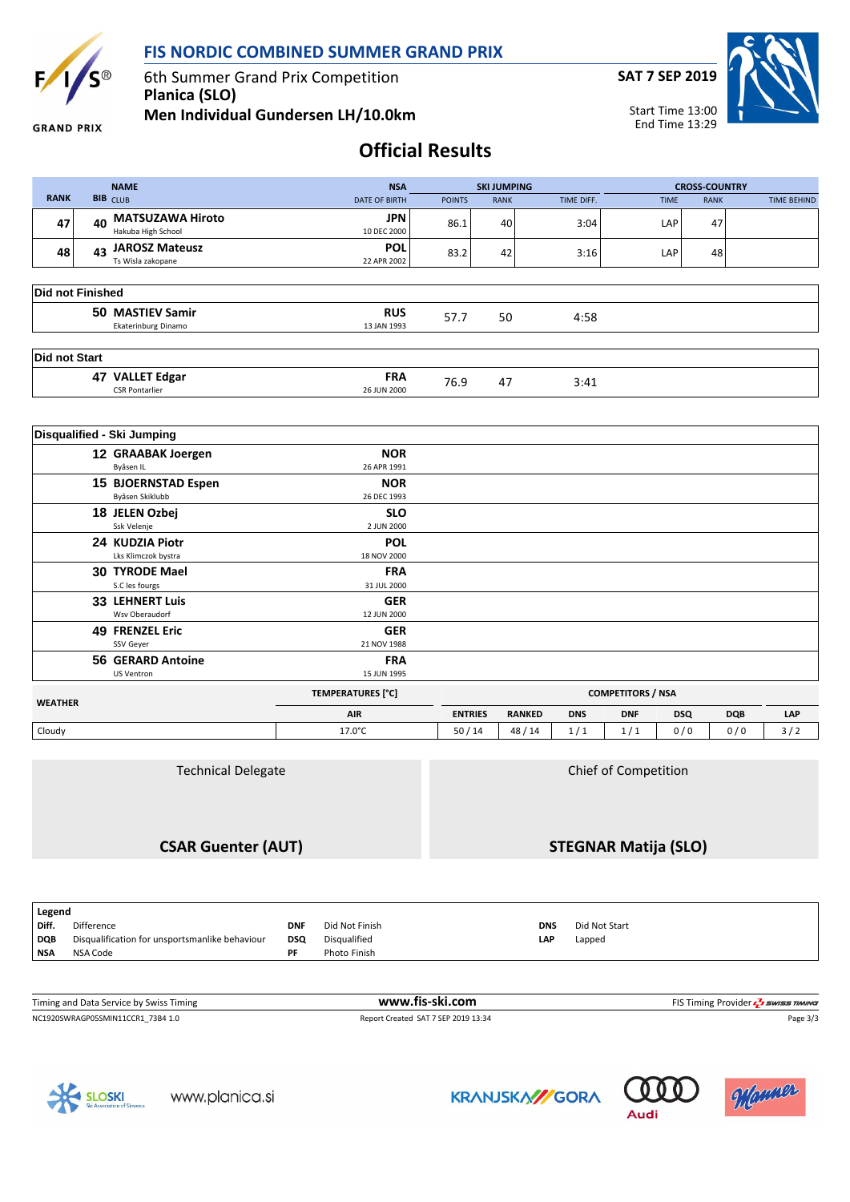# FIS NORDIC COMBINED SUMMER GRAND PRIX

6th Summer Grand Prix Competition
**Planica (SLO)**
**Men Individual Gundersen LH/10.0km**

**SAT 7 SEP 2019**

Start Time 13:00
End Time 13:29

## Official Results

| RANK | BIB | NAME / CLUB | NSA / DATE OF BIRTH | SKI JUMPING POINTS | SKI JUMPING RANK | SKI JUMPING TIME DIFF. | CROSS-COUNTRY TIME | CROSS-COUNTRY RANK | CROSS-COUNTRY TIME BEHIND |
|---|---|---|---|---|---|---|---|---|---|
| 47 | 40 | **MATSUZAWA Hiroto** Hakuba High School | **JPN** 10 DEC 2000 | 86.1 | 40 | 3:04 | LAP | 47 | |
| 48 | 43 | **JAROSZ Mateusz** Ts Wisla zakopane | **POL** 22 APR 2002 | 83.2 | 42 | 3:16 | LAP | 48 | |

### Did not Finished

| BIB | NAME / CLUB | NSA / DATE OF BIRTH | POINTS | RANK | TIME DIFF. |
|---|---|---|---|---|---|
| 50 | **MASTIEV Samir** Ekaterinburg Dinamo | **RUS** 13 JAN 1993 | 57.7 | 50 | 4:58 |

### Did not Start

| BIB | NAME / CLUB | NSA / DATE OF BIRTH | POINTS | RANK | TIME DIFF. |
|---|---|---|---|---|---|
| 47 | **VALLET Edgar** CSR Pontarlier | **FRA** 26 JUN 2000 | 76.9 | 47 | 3:41 |

### Disqualified - Ski Jumping

| BIB | NAME / CLUB | NSA / DATE OF BIRTH |
|---|---|---|
| 12 | **GRAABAK Joergen** Byåsen IL | **NOR** 26 APR 1991 |
| 15 | **BJOERNSTAD Espen** Byåsen Skiklubb | **NOR** 26 DEC 1993 |
| 18 | **JELEN Ozbej** Ssk Velenje | **SLO** 2 JUN 2000 |
| 24 | **KUDZIA Piotr** Lks Klimczok bystra | **POL** 18 NOV 2000 |
| 30 | **TYRODE Mael** S.C les fourgs | **FRA** 31 JUL 2000 |
| 33 | **LEHNERT Luis** Wsv Oberaudorf | **GER** 12 JUN 2000 |
| 49 | **FRENZEL Eric** SSV Geyer | **GER** 21 NOV 1988 |
| 56 | **GERARD Antoine** US Ventron | **FRA** 15 JUN 1995 |

| WEATHER | TEMPERATURES [°C] | COMPETITORS / NSA | | | | | | |
|---|---|---|---|---|---|---|---|---|
| | AIR | ENTRIES | RANKED | DNS | DNF | DSQ | DQB | LAP |
| Cloudy | 17.0°C | 50 / 14 | 48 / 14 | 1 / 1 | 1 / 1 | 0 / 0 | 0 / 0 | 3 / 2 |

| Technical Delegate | Chief of Competition |
|---|---|
| **CSAR Guenter (AUT)** | **STEGNAR Matija (SLO)** |

**Legend**

| | | | | | |
|---|---|---|---|---|---|
| **Diff.** | Difference | **DNF** | Did Not Finish | **DNS** | Did Not Start |
| **DQB** | Disqualification for unsportsmanlike behaviour | **DSQ** | Disqualified | **LAP** | Lapped |
| **NSA** | NSA Code | **PF** | Photo Finish | | |

Timing and Data Service by Swiss Timing — www.fis-ski.com — FIS Timing Provider SWISS TIMING

NC1920SWRAGP05SMIN11CCR1_73B4 1.0 — Report Created SAT 7 SEP 2019 13:34